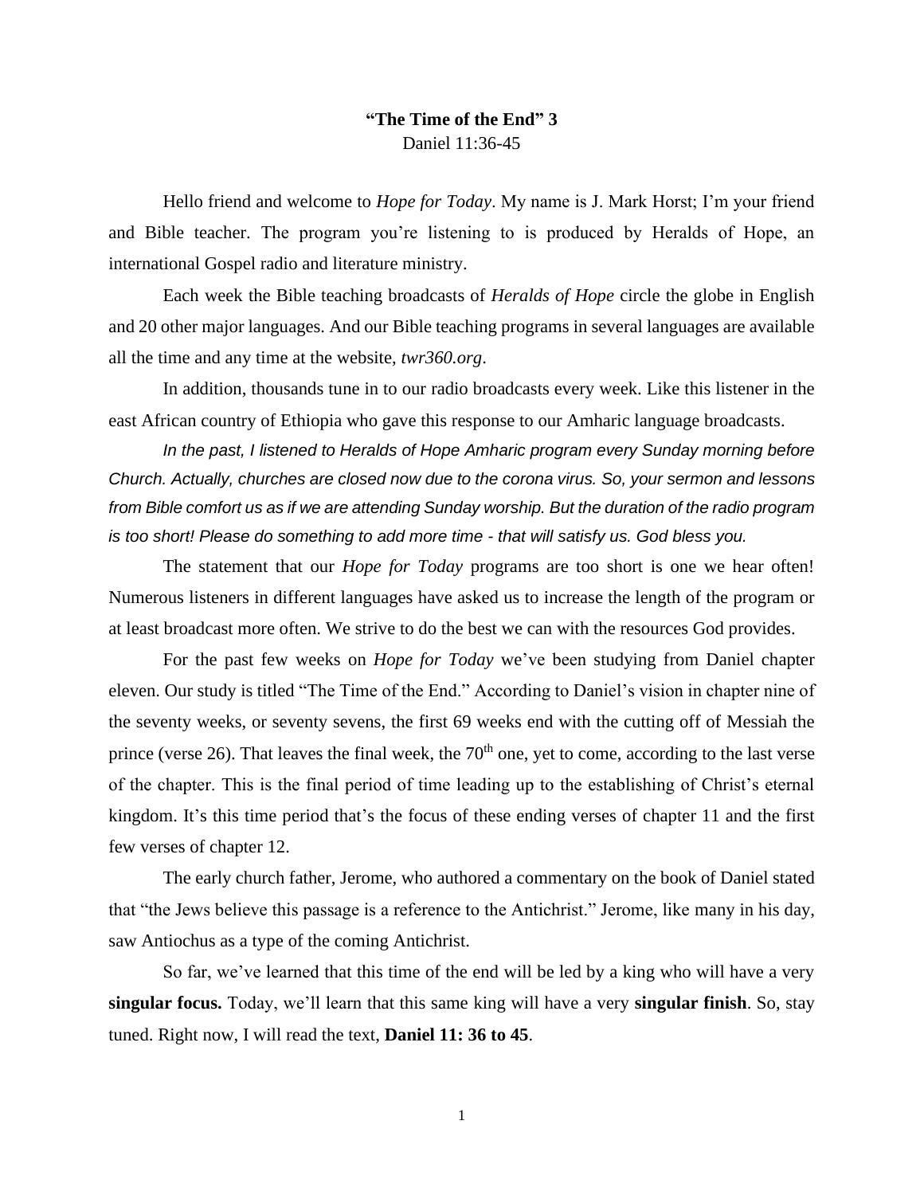**"The Time of the End" 3**

Daniel 11:36-45

Hello friend and welcome to *Hope for Today*. My name is J. Mark Horst; I'm your friend and Bible teacher. The program you're listening to is produced by Heralds of Hope, an international Gospel radio and literature ministry.

Each week the Bible teaching broadcasts of *Heralds of Hope* circle the globe in English and 20 other major languages. And our Bible teaching programs in several languages are available all the time and any time at the website, *twr360.org*.

In addition, thousands tune in to our radio broadcasts every week. Like this listener in the east African country of Ethiopia who gave this response to our Amharic language broadcasts.

*In the past, I listened to Heralds of Hope Amharic program every Sunday morning before Church. Actually, churches are closed now due to the corona virus. So, your sermon and lessons from Bible comfort us as if we are attending Sunday worship. But the duration of the radio program is too short! Please do something to add more time - that will satisfy us. God bless you.*

The statement that our *Hope for Today* programs are too short is one we hear often! Numerous listeners in different languages have asked us to increase the length of the program or at least broadcast more often. We strive to do the best we can with the resources God provides.

For the past few weeks on *Hope for Today* we've been studying from Daniel chapter eleven. Our study is titled "The Time of the End." According to Daniel's vision in chapter nine of the seventy weeks, or seventy sevens, the first 69 weeks end with the cutting off of Messiah the prince (verse 26). That leaves the final week, the 70th one, yet to come, according to the last verse of the chapter. This is the final period of time leading up to the establishing of Christ's eternal kingdom. It's this time period that's the focus of these ending verses of chapter 11 and the first few verses of chapter 12.

The early church father, Jerome, who authored a commentary on the book of Daniel stated that "the Jews believe this passage is a reference to the Antichrist." Jerome, like many in his day, saw Antiochus as a type of the coming Antichrist.

So far, we've learned that this time of the end will be led by a king who will have a very **singular focus.** Today, we'll learn that this same king will have a very **singular finish**. So, stay tuned. Right now, I will read the text, **Daniel 11: 36 to 45**.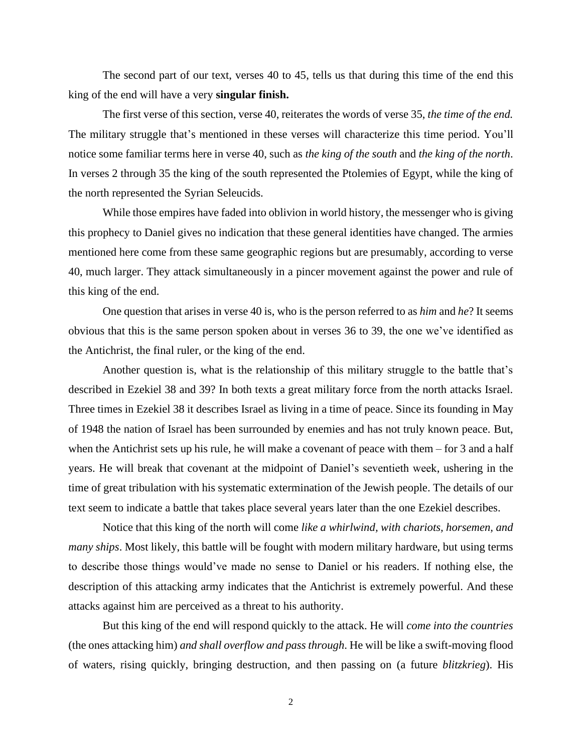The second part of our text, verses 40 to 45, tells us that during this time of the end this king of the end will have a very **singular finish.**

The first verse of this section, verse 40, reiterates the words of verse 35, *the time of the end.* The military struggle that's mentioned in these verses will characterize this time period. You'll notice some familiar terms here in verse 40, such as *the king of the south* and *the king of the north*. In verses 2 through 35 the king of the south represented the Ptolemies of Egypt, while the king of the north represented the Syrian Seleucids.

While those empires have faded into oblivion in world history, the messenger who is giving this prophecy to Daniel gives no indication that these general identities have changed. The armies mentioned here come from these same geographic regions but are presumably, according to verse 40, much larger. They attack simultaneously in a pincer movement against the power and rule of this king of the end.

One question that arises in verse 40 is, who is the person referred to as *him* and *he*? It seems obvious that this is the same person spoken about in verses 36 to 39, the one we've identified as the Antichrist, the final ruler, or the king of the end.

Another question is, what is the relationship of this military struggle to the battle that's described in Ezekiel 38 and 39? In both texts a great military force from the north attacks Israel. Three times in Ezekiel 38 it describes Israel as living in a time of peace. Since its founding in May of 1948 the nation of Israel has been surrounded by enemies and has not truly known peace. But, when the Antichrist sets up his rule, he will make a covenant of peace with them – for 3 and a half years. He will break that covenant at the midpoint of Daniel's seventieth week, ushering in the time of great tribulation with his systematic extermination of the Jewish people. The details of our text seem to indicate a battle that takes place several years later than the one Ezekiel describes.

Notice that this king of the north will come *like a whirlwind, with chariots, horsemen, and many ships*. Most likely, this battle will be fought with modern military hardware, but using terms to describe those things would've made no sense to Daniel or his readers. If nothing else, the description of this attacking army indicates that the Antichrist is extremely powerful. And these attacks against him are perceived as a threat to his authority.

But this king of the end will respond quickly to the attack. He will *come into the countries* (the ones attacking him) *and shall overflow and pass through*. He will be like a swift-moving flood of waters, rising quickly, bringing destruction, and then passing on (a future *blitzkrieg*). His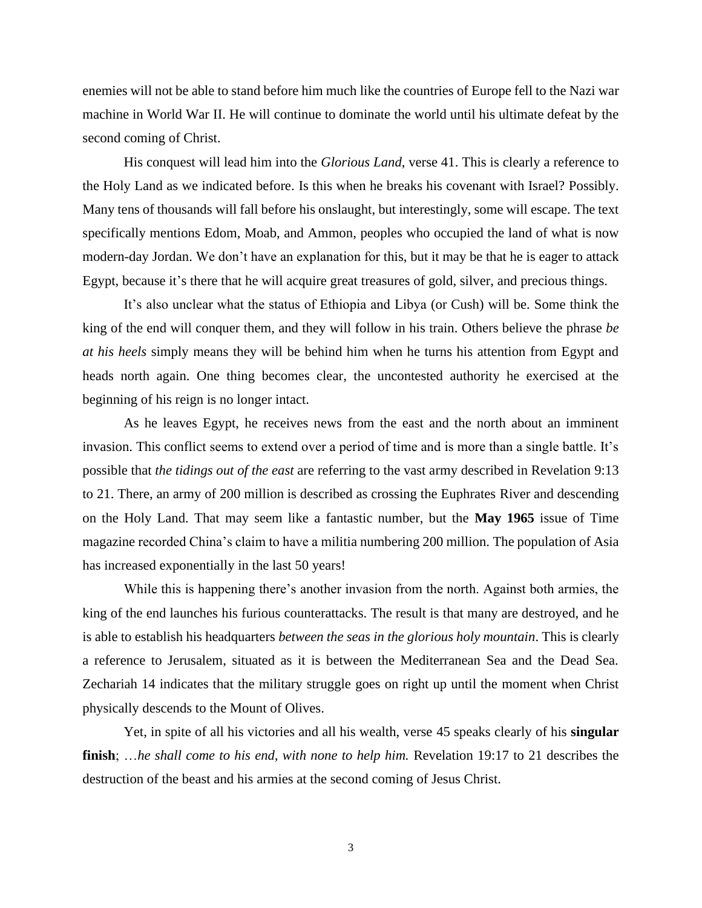enemies will not be able to stand before him much like the countries of Europe fell to the Nazi war machine in World War II. He will continue to dominate the world until his ultimate defeat by the second coming of Christ.

His conquest will lead him into the *Glorious Land*, verse 41. This is clearly a reference to the Holy Land as we indicated before. Is this when he breaks his covenant with Israel? Possibly. Many tens of thousands will fall before his onslaught, but interestingly, some will escape. The text specifically mentions Edom, Moab, and Ammon, peoples who occupied the land of what is now modern-day Jordan. We don't have an explanation for this, but it may be that he is eager to attack Egypt, because it's there that he will acquire great treasures of gold, silver, and precious things.

It's also unclear what the status of Ethiopia and Libya (or Cush) will be. Some think the king of the end will conquer them, and they will follow in his train. Others believe the phrase *be at his heels* simply means they will be behind him when he turns his attention from Egypt and heads north again. One thing becomes clear, the uncontested authority he exercised at the beginning of his reign is no longer intact.

As he leaves Egypt, he receives news from the east and the north about an imminent invasion. This conflict seems to extend over a period of time and is more than a single battle. It's possible that *the tidings out of the east* are referring to the vast army described in Revelation 9:13 to 21. There, an army of 200 million is described as crossing the Euphrates River and descending on the Holy Land. That may seem like a fantastic number, but the **May 1965** issue of Time magazine recorded China's claim to have a militia numbering 200 million. The population of Asia has increased exponentially in the last 50 years!

While this is happening there's another invasion from the north. Against both armies, the king of the end launches his furious counterattacks. The result is that many are destroyed, and he is able to establish his headquarters *between the seas in the glorious holy mountain*. This is clearly a reference to Jerusalem, situated as it is between the Mediterranean Sea and the Dead Sea. Zechariah 14 indicates that the military struggle goes on right up until the moment when Christ physically descends to the Mount of Olives.

Yet, in spite of all his victories and all his wealth, verse 45 speaks clearly of his **singular finish**; …*he shall come to his end, with none to help him.* Revelation 19:17 to 21 describes the destruction of the beast and his armies at the second coming of Jesus Christ.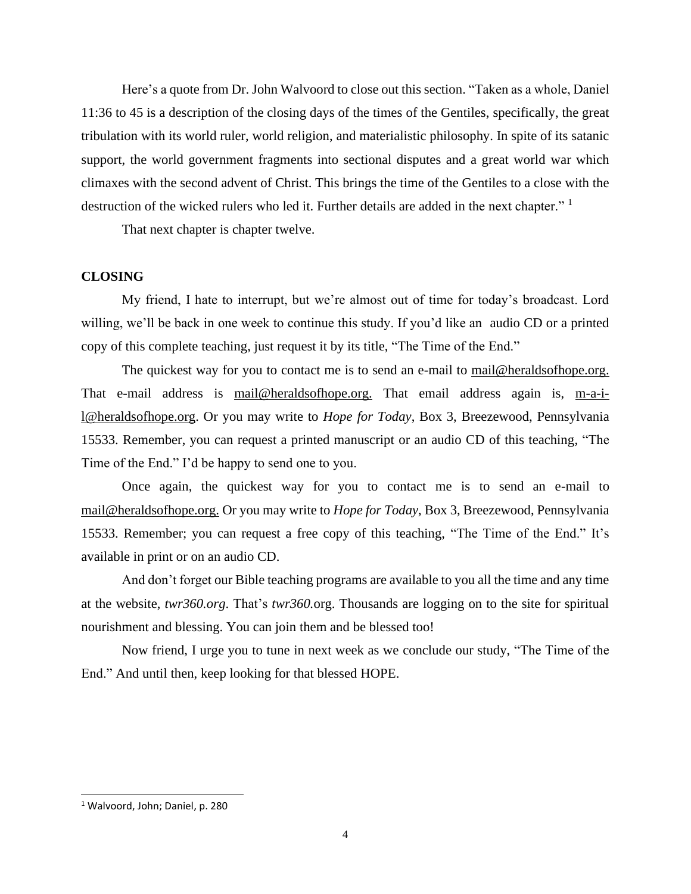Here's a quote from Dr. John Walvoord to close out this section. "Taken as a whole, Daniel 11:36 to 45 is a description of the closing days of the times of the Gentiles, specifically, the great tribulation with its world ruler, world religion, and materialistic philosophy. In spite of its satanic support, the world government fragments into sectional disputes and a great world war which climaxes with the second advent of Christ. This brings the time of the Gentiles to a close with the destruction of the wicked rulers who led it. Further details are added in the next chapter." [1]

That next chapter is chapter twelve.

**CLOSING**

My friend, I hate to interrupt, but we're almost out of time for today's broadcast. Lord willing, we'll be back in one week to continue this study. If you'd like an audio CD or a printed copy of this complete teaching, just request it by its title, "The Time of the End."

The quickest way for you to contact me is to send an e-mail to mail@heraldsofhope.org. That e-mail address is mail@heraldsofhope.org. That email address again is, m-a-i-l@heraldsofhope.org. Or you may write to *Hope for Today*, Box 3, Breezewood, Pennsylvania 15533. Remember, you can request a printed manuscript or an audio CD of this teaching, "The Time of the End." I'd be happy to send one to you.

Once again, the quickest way for you to contact me is to send an e-mail to mail@heraldsofhope.org. Or you may write to *Hope for Today*, Box 3, Breezewood, Pennsylvania 15533. Remember; you can request a free copy of this teaching, "The Time of the End." It's available in print or on an audio CD.

And don't forget our Bible teaching programs are available to you all the time and any time at the website, *twr360.org*. That's *twr360.*org. Thousands are logging on to the site for spiritual nourishment and blessing. You can join them and be blessed too!

Now friend, I urge you to tune in next week as we conclude our study, "The Time of the End." And until then, keep looking for that blessed HOPE.

---

[1] Walvoord, John; Daniel, p. 280